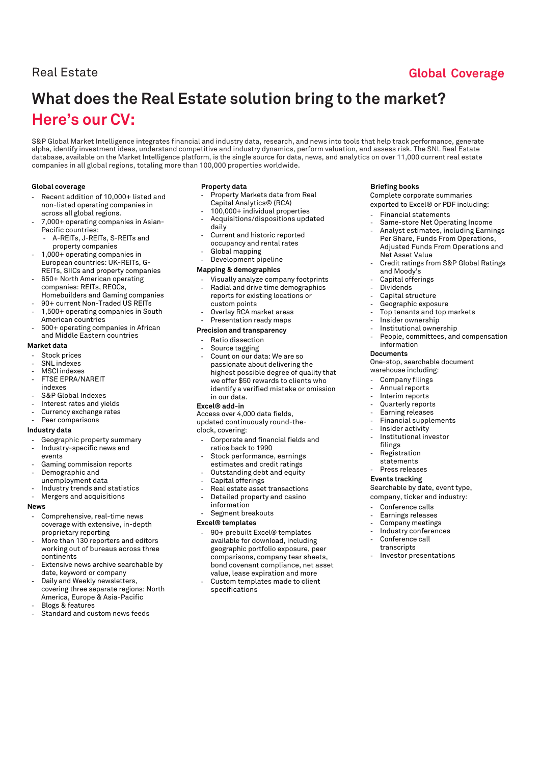Real Estate

**Global Coverage**

# What does the Real Estate solution bring to the market? Here's our CV:

S&P Global Market Intelligence integrates financial and industry data, research, and news into tools that help track performance, generate alpha, identify investment ideas, understand competitive and industry dynamics, perform valuation, and assess risk. The SNL Real Estate database, available on the Market Intelligence platform, is the single source for data, news, and analytics on over 11,000 current real estate companies in all global regions, totaling more than 100,000 properties worldwide.

### Global coverage

- Recent addition of 10,000+ listed and non-listed operating companies in across all global regions.
- 7,000+ operating companies in Asian-Pacific countries:
  - A-REITs, J-REITs, S-REITs and property companies
- 1,000+ operating companies in European countries: UK-REITs, G-REITs, SIICs and property companies
- 650+ North American operating companies: REITs, REOCs, Homebuilders and Gaming companies
- 90+ current Non-Traded US REITs
- 1,500+ operating companies in South American countries
- 500+ operating companies in African and Middle Eastern countries

### Market data

- Stock prices
- SNL indexes
- MSCI indexes
- FTSE EPRA/NAREIT indexes
- S&P Global Indexes
- Interest rates and yields
- Currency exchange rates
- Peer comparisons

### Industry data

- Geographic property summary
- Industry-specific news and events
- Gaming commission reports
- Demographic and unemployment data
- Industry trends and statistics
- Mergers and acquisitions

### News

- Comprehensive, real-time news coverage with extensive, in-depth proprietary reporting
- More than 130 reporters and editors working out of bureaus across three continents
- Extensive news archive searchable by date, keyword or company
- Daily and Weekly newsletters, covering three separate regions: North America, Europe & Asia-Pacific
- Blogs & features
- Standard and custom news feeds

### Property data

- Property Markets data from Real Capital Analytics© (RCA)
- 100,000+ individual properties
- Acquisitions/dispositions updated daily
- Current and historic reported occupancy and rental rates
- Global mapping
- Development pipeline

### Mapping & demographics

- Visually analyze company footprints
- Radial and drive time demographics reports for existing locations or custom points
- Overlay RCA market areas
- Presentation ready maps

### Precision and transparency

- Ratio dissection
- Source tagging
- Count on our data: We are so passionate about delivering the highest possible degree of quality that we offer $50 rewards to clients who identify a verified mistake or omission in our data.

### Excel® add-in

Access over 4,000 data fields, updated continuously round-the-clock, covering:

- Corporate and financial fields and ratios back to 1990
- Stock performance, earnings estimates and credit ratings
- Outstanding debt and equity
- Capital offerings
- Real estate asset transactions
- Detailed property and casino information
- Segment breakouts

### Excel® templates

- 90+ prebuilt Excel® templates available for download, including geographic portfolio exposure, peer comparisons, company tear sheets, bond covenant compliance, net asset value, lease expiration and more
- Custom templates made to client specifications

### Briefing books

Complete corporate summaries exported to Excel® or PDF including:

- Financial statements
- Same-store Net Operating Income
- Analyst estimates, including Earnings Per Share, Funds From Operations, Adjusted Funds From Operations and Net Asset Value
- Credit ratings from S&P Global Ratings and Moody's
- Capital offerings
- Dividends
- Capital structure
- Geographic exposure
- Top tenants and top markets
- Insider ownership
- Institutional ownership
- People, committees, and compensation information

### Documents

One-stop, searchable document warehouse including:

- Company filings
- Annual reports
- Interim reports
- Quarterly reports
- Earning releases
- Financial supplements
- Insider activity
- Institutional investor filings
- Registration statements
- Press releases

### Events tracking

Searchable by date, event type, company, ticker and industry:

- Conference calls
- Earnings releases
- Company meetings
- Industry conferences
- Conference call transcripts
- Investor presentations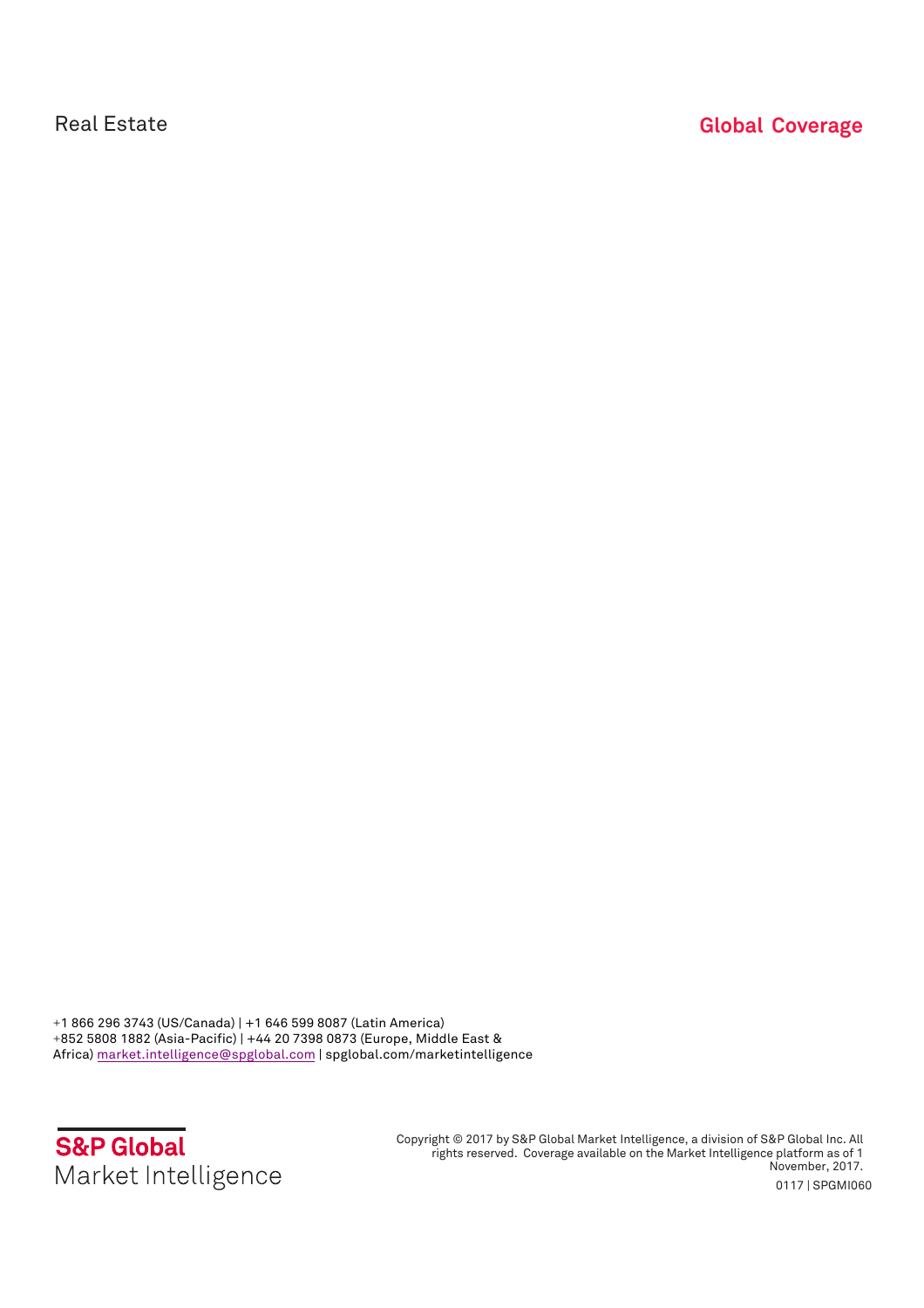Real Estate

**Global Coverage**

+1 866 296 3743 (US/Canada) | +1 646 599 8087 (Latin America)
+852 5808 1882 (Asia-Pacific) | +44 20 7398 0873 (Europe, Middle East & Africa) market.intelligence@spglobal.com | spglobal.com/marketintelligence

**S&P Global**
Market Intelligence

Copyright © 2017 by S&P Global Market Intelligence, a division of S&P Global Inc. All rights reserved. Coverage available on the Market Intelligence platform as of 1 November, 2017.

0117 | SPGMI060